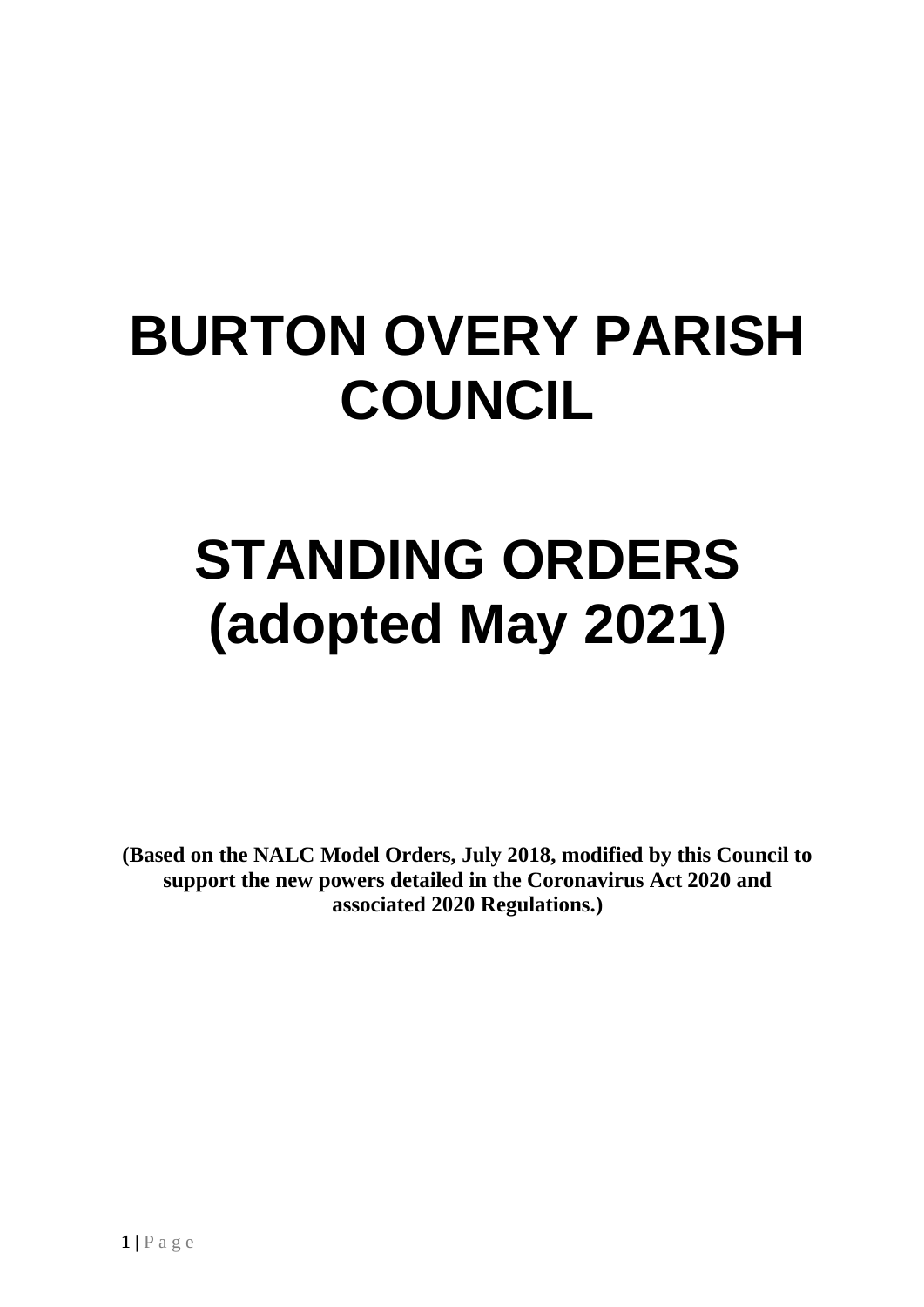# BURTON OVERY PARISH COUNCIL

# STANDING ORDERS (adopted May 2021)

**(Based on the NALC Model Orders, July 2018, modified by this Council to support the new powers detailed in the Coronavirus Act 2020 and associated 2020 Regulations.)**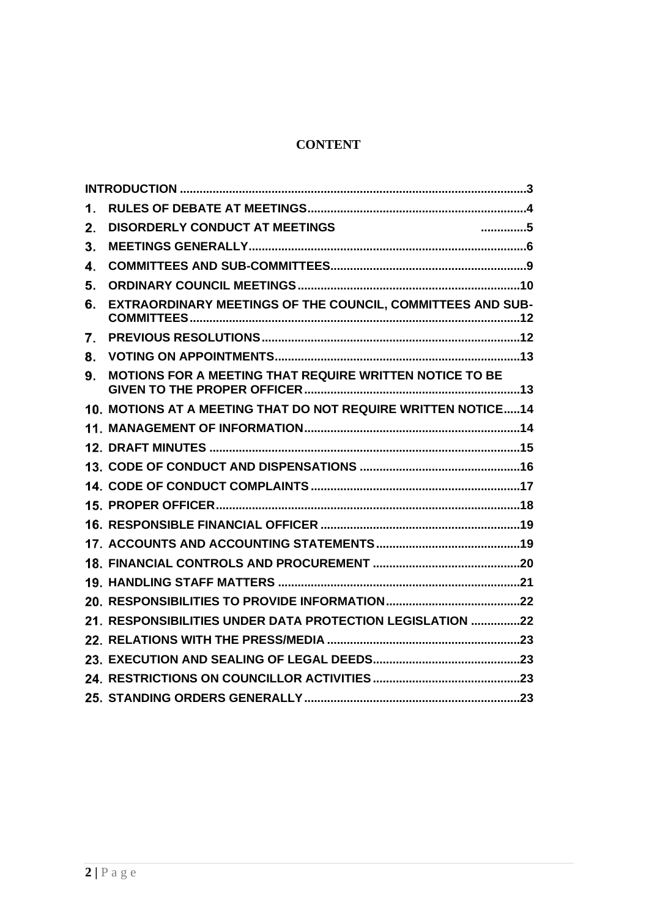# CONTENT

INTRODUCTION ........................................................................................................3

1. RULES OF DEBATE AT MEETINGS..................................................................4
2. DISORDERLY CONDUCT AT MEETINGS ..............5
3. MEETINGS GENERALLY....................................................................................6
4. COMMITTEES AND SUB-COMMITTEES...........................................................9
5. ORDINARY COUNCIL MEETINGS ...................................................................10
6. EXTRAORDINARY MEETINGS OF THE COUNCIL, COMMITTEES AND SUB-COMMITTEES...................................................................................................12
7. PREVIOUS RESOLUTIONS..............................................................................12
8. VOTING ON APPOINTMENTS..........................................................................13
9. MOTIONS FOR A MEETING THAT REQUIRE WRITTEN NOTICE TO BE GIVEN TO THE PROPER OFFICER..................................................................13
10. MOTIONS AT A MEETING THAT DO NOT REQUIRE WRITTEN NOTICE.....14
11. MANAGEMENT OF INFORMATION.................................................................14
12. DRAFT MINUTES ..............................................................................................15
13. CODE OF CONDUCT AND DISPENSATIONS .................................................16
14. CODE OF CONDUCT COMPLAINTS ...............................................................17
15. PROPER OFFICER............................................................................................18
16. RESPONSIBLE FINANCIAL OFFICER ............................................................19
17. ACCOUNTS AND ACCOUNTING STATEMENTS............................................19
18. FINANCIAL CONTROLS AND PROCUREMENT .............................................20
19. HANDLING STAFF MATTERS .........................................................................21
20. RESPONSIBILITIES TO PROVIDE INFORMATION.........................................22
21. RESPONSIBILITIES UNDER DATA PROTECTION LEGISLATION ...............22
22. RELATIONS WITH THE PRESS/MEDIA ...........................................................23
23. EXECUTION AND SEALING OF LEGAL DEEDS............................................23
24. RESTRICTIONS ON COUNCILLOR ACTIVITIES ............................................23
25. STANDING ORDERS GENERALLY.................................................................23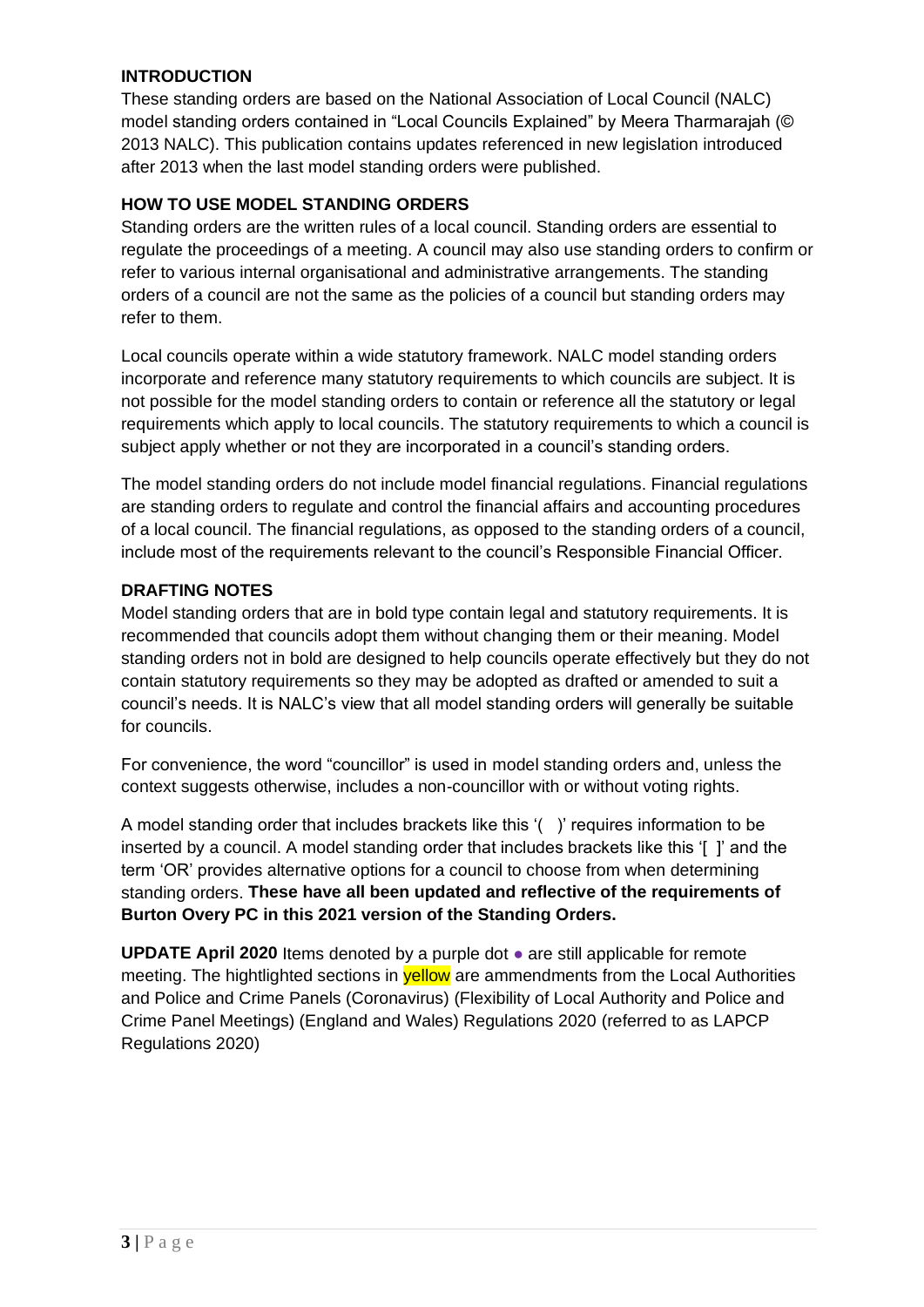## INTRODUCTION

These standing orders are based on the National Association of Local Council (NALC) model standing orders contained in "Local Councils Explained" by Meera Tharmarajah (© 2013 NALC). This publication contains updates referenced in new legislation introduced after 2013 when the last model standing orders were published.

## HOW TO USE MODEL STANDING ORDERS

Standing orders are the written rules of a local council. Standing orders are essential to regulate the proceedings of a meeting. A council may also use standing orders to confirm or refer to various internal organisational and administrative arrangements. The standing orders of a council are not the same as the policies of a council but standing orders may refer to them.

Local councils operate within a wide statutory framework. NALC model standing orders incorporate and reference many statutory requirements to which councils are subject. It is not possible for the model standing orders to contain or reference all the statutory or legal requirements which apply to local councils. The statutory requirements to which a council is subject apply whether or not they are incorporated in a council's standing orders.

The model standing orders do not include model financial regulations. Financial regulations are standing orders to regulate and control the financial affairs and accounting procedures of a local council. The financial regulations, as opposed to the standing orders of a council, include most of the requirements relevant to the council's Responsible Financial Officer.

## DRAFTING NOTES

Model standing orders that are in bold type contain legal and statutory requirements. It is recommended that councils adopt them without changing them or their meaning. Model standing orders not in bold are designed to help councils operate effectively but they do not contain statutory requirements so they may be adopted as drafted or amended to suit a council's needs. It is NALC's view that all model standing orders will generally be suitable for councils.

For convenience, the word "councillor" is used in model standing orders and, unless the context suggests otherwise, includes a non-councillor with or without voting rights.

A model standing order that includes brackets like this '( )' requires information to be inserted by a council. A model standing order that includes brackets like this '[ ]' and the term 'OR' provides alternative options for a council to choose from when determining standing orders. **These have all been updated and reflective of the requirements of Burton Overy PC in this 2021 version of the Standing Orders.**

**UPDATE April 2020** Items denoted by a purple dot ● are still applicable for remote meeting. The hightlighted sections in yellow are ammendments from the Local Authorities and Police and Crime Panels (Coronavirus) (Flexibility of Local Authority and Police and Crime Panel Meetings) (England and Wales) Regulations 2020 (referred to as LAPCP Regulations 2020)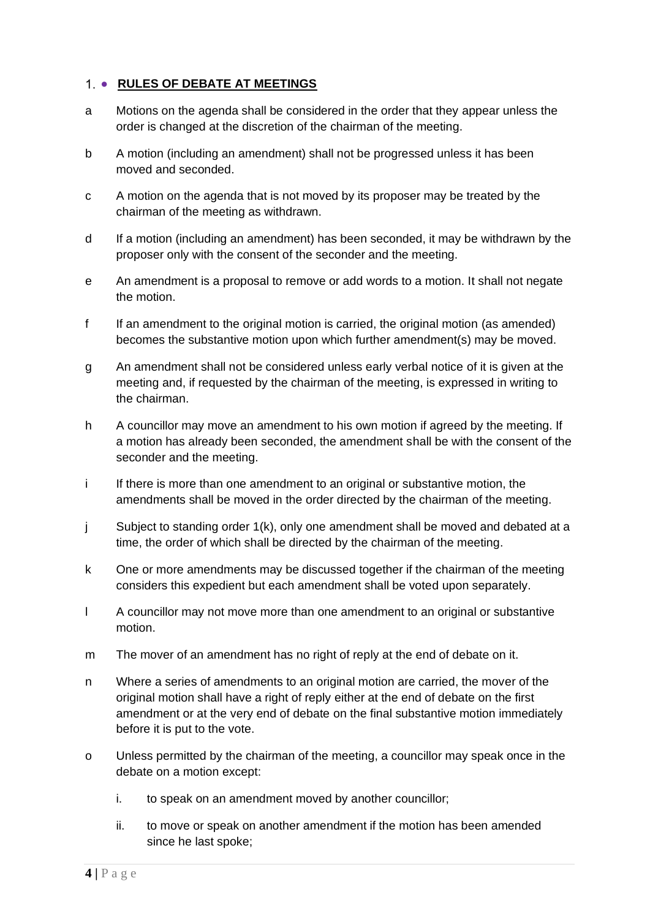## 1. RULES OF DEBATE AT MEETINGS

a. Motions on the agenda shall be considered in the order that they appear unless the order is changed at the discretion of the chairman of the meeting.

b. A motion (including an amendment) shall not be progressed unless it has been moved and seconded.

c. A motion on the agenda that is not moved by its proposer may be treated by the chairman of the meeting as withdrawn.

d. If a motion (including an amendment) has been seconded, it may be withdrawn by the proposer only with the consent of the seconder and the meeting.

e. An amendment is a proposal to remove or add words to a motion. It shall not negate the motion.

f. If an amendment to the original motion is carried, the original motion (as amended) becomes the substantive motion upon which further amendment(s) may be moved.

g. An amendment shall not be considered unless early verbal notice of it is given at the meeting and, if requested by the chairman of the meeting, is expressed in writing to the chairman.

h. A councillor may move an amendment to his own motion if agreed by the meeting. If a motion has already been seconded, the amendment shall be with the consent of the seconder and the meeting.

i. If there is more than one amendment to an original or substantive motion, the amendments shall be moved in the order directed by the chairman of the meeting.

j. Subject to standing order 1(k), only one amendment shall be moved and debated at a time, the order of which shall be directed by the chairman of the meeting.

k. One or more amendments may be discussed together if the chairman of the meeting considers this expedient but each amendment shall be voted upon separately.

l. A councillor may not move more than one amendment to an original or substantive motion.

m. The mover of an amendment has no right of reply at the end of debate on it.

n. Where a series of amendments to an original motion are carried, the mover of the original motion shall have a right of reply either at the end of debate on the first amendment or at the very end of debate on the final substantive motion immediately before it is put to the vote.

o. Unless permitted by the chairman of the meeting, a councillor may speak once in the debate on a motion except:

   i. to speak on an amendment moved by another councillor;

   ii. to move or speak on another amendment if the motion has been amended since he last spoke;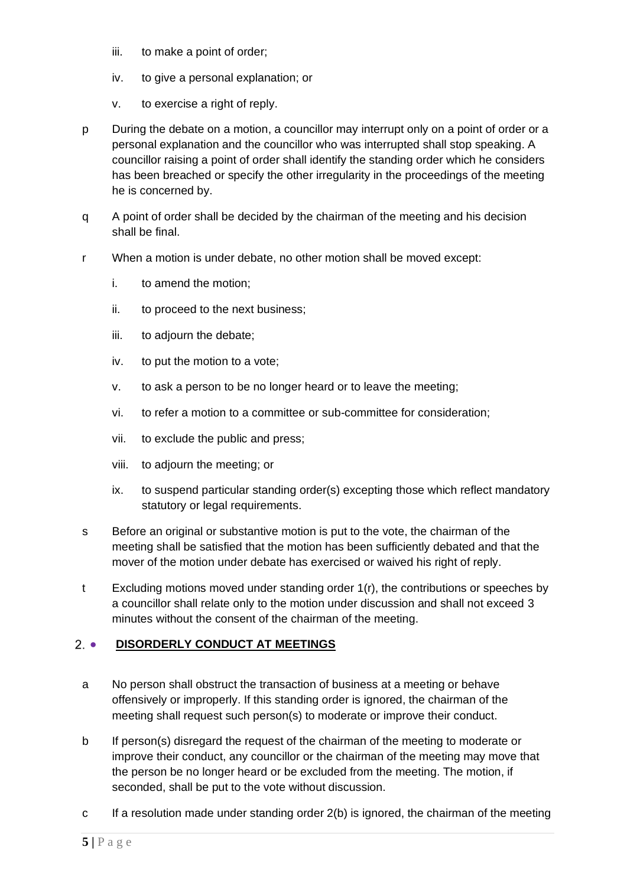iii. to make a point of order;

iv. to give a personal explanation; or

v. to exercise a right of reply.

p During the debate on a motion, a councillor may interrupt only on a point of order or a personal explanation and the councillor who was interrupted shall stop speaking. A councillor raising a point of order shall identify the standing order which he considers has been breached or specify the other irregularity in the proceedings of the meeting he is concerned by.

q A point of order shall be decided by the chairman of the meeting and his decision shall be final.

r When a motion is under debate, no other motion shall be moved except:

i. to amend the motion;

ii. to proceed to the next business;

iii. to adjourn the debate;

iv. to put the motion to a vote;

v. to ask a person to be no longer heard or to leave the meeting;

vi. to refer a motion to a committee or sub-committee for consideration;

vii. to exclude the public and press;

viii. to adjourn the meeting; or

ix. to suspend particular standing order(s) excepting those which reflect mandatory statutory or legal requirements.

s Before an original or substantive motion is put to the vote, the chairman of the meeting shall be satisfied that the motion has been sufficiently debated and that the mover of the motion under debate has exercised or waived his right of reply.

t Excluding motions moved under standing order 1(r), the contributions or speeches by a councillor shall relate only to the motion under discussion and shall not exceed 3 minutes without the consent of the chairman of the meeting.

## 2. **DISORDERLY CONDUCT AT MEETINGS**

a No person shall obstruct the transaction of business at a meeting or behave offensively or improperly. If this standing order is ignored, the chairman of the meeting shall request such person(s) to moderate or improve their conduct.

b If person(s) disregard the request of the chairman of the meeting to moderate or improve their conduct, any councillor or the chairman of the meeting may move that the person be no longer heard or be excluded from the meeting. The motion, if seconded, shall be put to the vote without discussion.

c If a resolution made under standing order 2(b) is ignored, the chairman of the meeting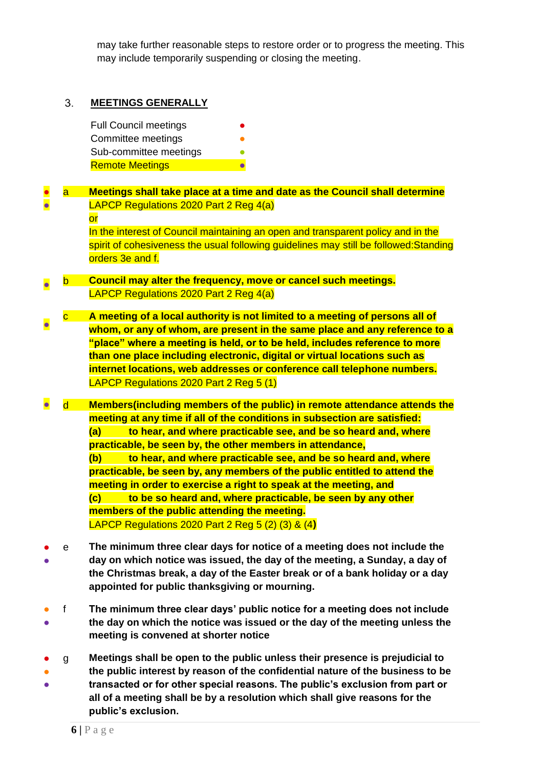may take further reasonable steps to restore order or to progress the meeting. This may include temporarily suspending or closing the meeting.

## 3. MEETINGS GENERALLY

Full Council meetings ●
Committee meetings ●
Sub-committee meetings ●
Remote Meetings ●

● ● a **Meetings shall take place at a time and date as the Council shall determine**
LAPCP Regulations 2020 Part 2 Reg 4(a)
or
In the interest of Council maintaining an open and transparent policy and in the spirit of cohesiveness the usual following guidelines may still be followed:Standing orders 3e and f.

● b **Council may alter the frequency, move or cancel such meetings.**
LAPCP Regulations 2020 Part 2 Reg 4(a)

● c **A meeting of a local authority is not limited to a meeting of persons all of whom, or any of whom, are present in the same place and any reference to a "place" where a meeting is held, or to be held, includes reference to more than one place including electronic, digital or virtual locations such as internet locations, web addresses or conference call telephone numbers.**
LAPCP Regulations 2020 Part 2 Reg 5 (1)

● d **Members(including members of the public) in remote attendance attends the meeting at any time if all of the conditions in subsection are satisfied:**
**(a) to hear, and where practicable see, and be so heard and, where practicable, be seen by, the other members in attendance,**
**(b) to hear, and where practicable see, and be so heard and, where practicable, be seen by, any members of the public entitled to attend the meeting in order to exercise a right to speak at the meeting, and**
**(c) to be so heard and, where practicable, be seen by any other members of the public attending the meeting.**
LAPCP Regulations 2020 Part 2 Reg 5 (2) (3) & (4)

● ● e **The minimum three clear days for notice of a meeting does not include the day on which notice was issued, the day of the meeting, a Sunday, a day of the Christmas break, a day of the Easter break or of a bank holiday or a day appointed for public thanksgiving or mourning.**

● ● f **The minimum three clear days' public notice for a meeting does not include the day on which the notice was issued or the day of the meeting unless the meeting is convened at shorter notice**

● ● ● g **Meetings shall be open to the public unless their presence is prejudicial to the public interest by reason of the confidential nature of the business to be transacted or for other special reasons. The public's exclusion from part or all of a meeting shall be by a resolution which shall give reasons for the public's exclusion.**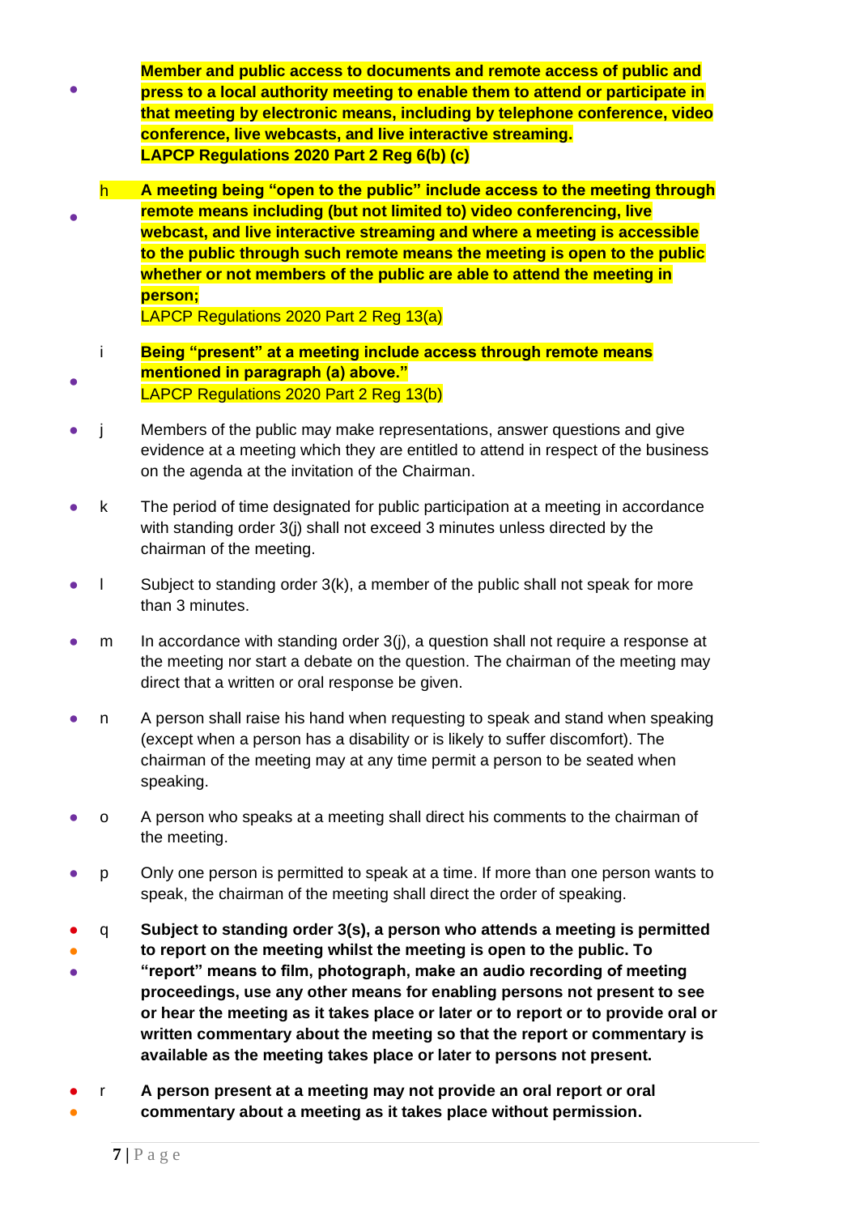**Member and public access to documents and remote access of public and press to a local authority meeting to enable them to attend or participate in that meeting by electronic means, including by telephone conference, video conference, live webcasts, and live interactive streaming.**
**LAPCP Regulations 2020 Part 2 Reg 6(b) (c)**

h **A meeting being "open to the public" include access to the meeting through remote means including (but not limited to) video conferencing, live webcast, and live interactive streaming and where a meeting is accessible to the public through such remote means the meeting is open to the public whether or not members of the public are able to attend the meeting in person;**
LAPCP Regulations 2020 Part 2 Reg 13(a)

i **Being "present" at a meeting include access through remote means mentioned in paragraph (a) above."**
LAPCP Regulations 2020 Part 2 Reg 13(b)

j Members of the public may make representations, answer questions and give evidence at a meeting which they are entitled to attend in respect of the business on the agenda at the invitation of the Chairman.

k The period of time designated for public participation at a meeting in accordance with standing order 3(j) shall not exceed 3 minutes unless directed by the chairman of the meeting.

l Subject to standing order 3(k), a member of the public shall not speak for more than 3 minutes.

m In accordance with standing order 3(j), a question shall not require a response at the meeting nor start a debate on the question. The chairman of the meeting may direct that a written or oral response be given.

n A person shall raise his hand when requesting to speak and stand when speaking (except when a person has a disability or is likely to suffer discomfort). The chairman of the meeting may at any time permit a person to be seated when speaking.

o A person who speaks at a meeting shall direct his comments to the chairman of the meeting.

p Only one person is permitted to speak at a time. If more than one person wants to speak, the chairman of the meeting shall direct the order of speaking.

q **Subject to standing order 3(s), a person who attends a meeting is permitted to report on the meeting whilst the meeting is open to the public. To "report" means to film, photograph, make an audio recording of meeting proceedings, use any other means for enabling persons not present to see or hear the meeting as it takes place or later or to report or to provide oral or written commentary about the meeting so that the report or commentary is available as the meeting takes place or later to persons not present.**

r **A person present at a meeting may not provide an oral report or oral commentary about a meeting as it takes place without permission.**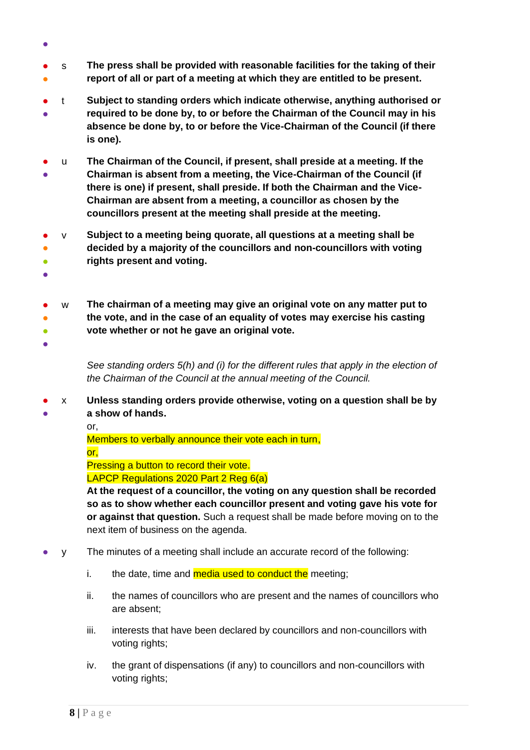s **The press shall be provided with reasonable facilities for the taking of their report of all or part of a meeting at which they are entitled to be present.**

t **Subject to standing orders which indicate otherwise, anything authorised or required to be done by, to or before the Chairman of the Council may in his absence be done by, to or before the Vice-Chairman of the Council (if there is one).**

u **The Chairman of the Council, if present, shall preside at a meeting. If the Chairman is absent from a meeting, the Vice-Chairman of the Council (if there is one) if present, shall preside. If both the Chairman and the Vice-Chairman are absent from a meeting, a councillor as chosen by the councillors present at the meeting shall preside at the meeting.**

v **Subject to a meeting being quorate, all questions at a meeting shall be decided by a majority of the councillors and non-councillors with voting rights present and voting.**

w **The chairman of a meeting may give an original vote on any matter put to the vote, and in the case of an equality of votes may exercise his casting vote whether or not he gave an original vote.**

*See standing orders 5(h) and (i) for the different rules that apply in the election of the Chairman of the Council at the annual meeting of the Council.*

x **Unless standing orders provide otherwise, voting on a question shall be by a show of hands.**
or,
Members to verbally announce their vote each in turn,
or,
Pressing a button to record their vote.
LAPCP Regulations 2020 Part 2 Reg 6(a)
**At the request of a councillor, the voting on any question shall be recorded so as to show whether each councillor present and voting gave his vote for or against that question.** Such a request shall be made before moving on to the next item of business on the agenda.

y The minutes of a meeting shall include an accurate record of the following:

i. the date, time and media used to conduct the meeting;

ii. the names of councillors who are present and the names of councillors who are absent;

iii. interests that have been declared by councillors and non-councillors with voting rights;

iv. the grant of dispensations (if any) to councillors and non-councillors with voting rights;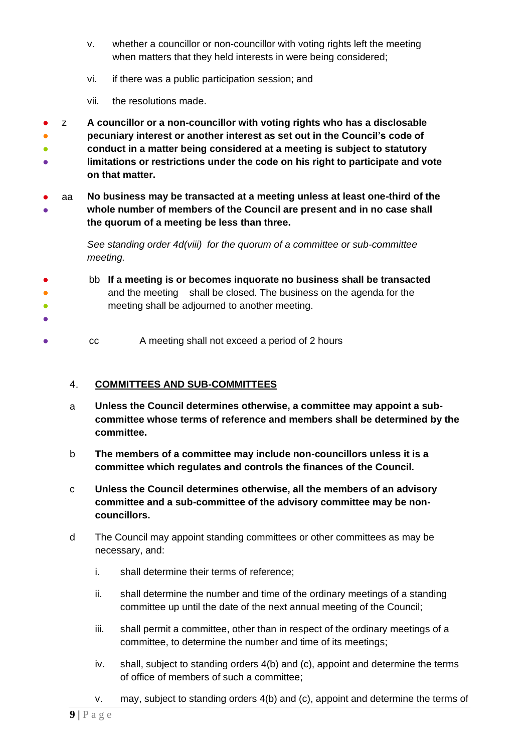v. whether a councillor or non-councillor with voting rights left the meeting when matters that they held interests in were being considered;

vi. if there was a public participation session; and

vii. the resolutions made.

z **A councillor or a non-councillor with voting rights who has a disclosable pecuniary interest or another interest as set out in the Council's code of conduct in a matter being considered at a meeting is subject to statutory limitations or restrictions under the code on his right to participate and vote on that matter.**

aa **No business may be transacted at a meeting unless at least one-third of the whole number of members of the Council are present and in no case shall the quorum of a meeting be less than three.**

*See standing order 4d(viii) for the quorum of a committee or sub-committee meeting.*

bb **If a meeting is or becomes inquorate no business shall be transacted** and the meeting shall be closed. The business on the agenda for the meeting shall be adjourned to another meeting.

cc A meeting shall not exceed a period of 2 hours

## 4. COMMITTEES AND SUB-COMMITTEES

a **Unless the Council determines otherwise, a committee may appoint a sub-committee whose terms of reference and members shall be determined by the committee.**

b **The members of a committee may include non-councillors unless it is a committee which regulates and controls the finances of the Council.**

c **Unless the Council determines otherwise, all the members of an advisory committee and a sub-committee of the advisory committee may be non-councillors.**

d The Council may appoint standing committees or other committees as may be necessary, and:

i. shall determine their terms of reference;

ii. shall determine the number and time of the ordinary meetings of a standing committee up until the date of the next annual meeting of the Council;

iii. shall permit a committee, other than in respect of the ordinary meetings of a committee, to determine the number and time of its meetings;

iv. shall, subject to standing orders 4(b) and (c), appoint and determine the terms of office of members of such a committee;

v. may, subject to standing orders 4(b) and (c), appoint and determine the terms of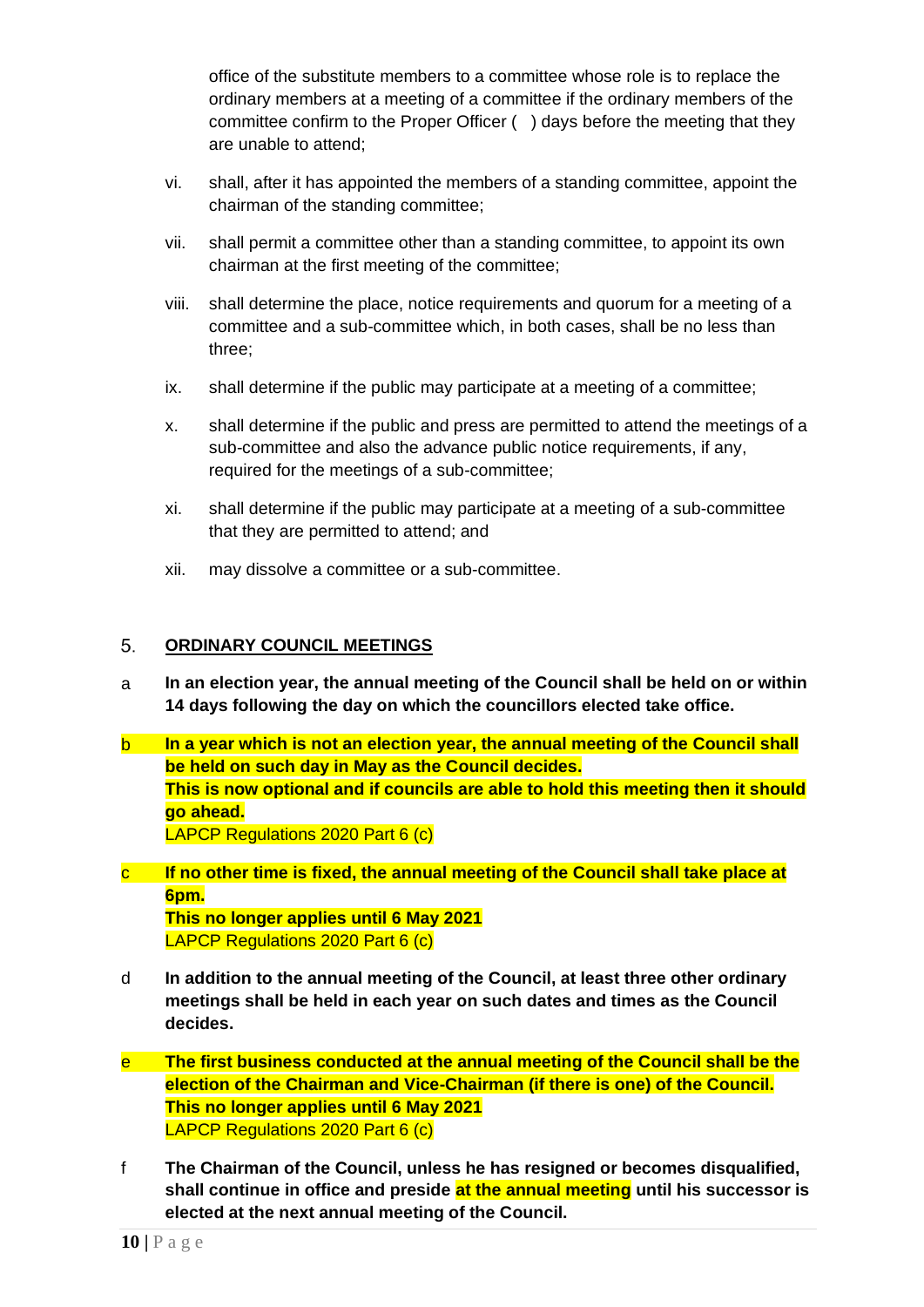office of the substitute members to a committee whose role is to replace the ordinary members at a meeting of a committee if the ordinary members of the committee confirm to the Proper Officer (  ) days before the meeting that they are unable to attend;

vi. shall, after it has appointed the members of a standing committee, appoint the chairman of the standing committee;

vii. shall permit a committee other than a standing committee, to appoint its own chairman at the first meeting of the committee;

viii. shall determine the place, notice requirements and quorum for a meeting of a committee and a sub-committee which, in both cases, shall be no less than three;

ix. shall determine if the public may participate at a meeting of a committee;

x. shall determine if the public and press are permitted to attend the meetings of a sub-committee and also the advance public notice requirements, if any, required for the meetings of a sub-committee;

xi. shall determine if the public may participate at a meeting of a sub-committee that they are permitted to attend; and

xii. may dissolve a committee or a sub-committee.

## 5. ORDINARY COUNCIL MEETINGS

a **In an election year, the annual meeting of the Council shall be held on or within 14 days following the day on which the councillors elected take office.**

b **In a year which is not an election year, the annual meeting of the Council shall be held on such day in May as the Council decides.**
**This is now optional and if councils are able to hold this meeting then it should go ahead.**
LAPCP Regulations 2020 Part 6 (c)

c **If no other time is fixed, the annual meeting of the Council shall take place at 6pm.**
**This no longer applies until 6 May 2021**
LAPCP Regulations 2020 Part 6 (c)

d **In addition to the annual meeting of the Council, at least three other ordinary meetings shall be held in each year on such dates and times as the Council decides.**

e **The first business conducted at the annual meeting of the Council shall be the election of the Chairman and Vice-Chairman (if there is one) of the Council.**
**This no longer applies until 6 May 2021**
LAPCP Regulations 2020 Part 6 (c)

f **The Chairman of the Council, unless he has resigned or becomes disqualified, shall continue in office and preside at the annual meeting until his successor is elected at the next annual meeting of the Council.**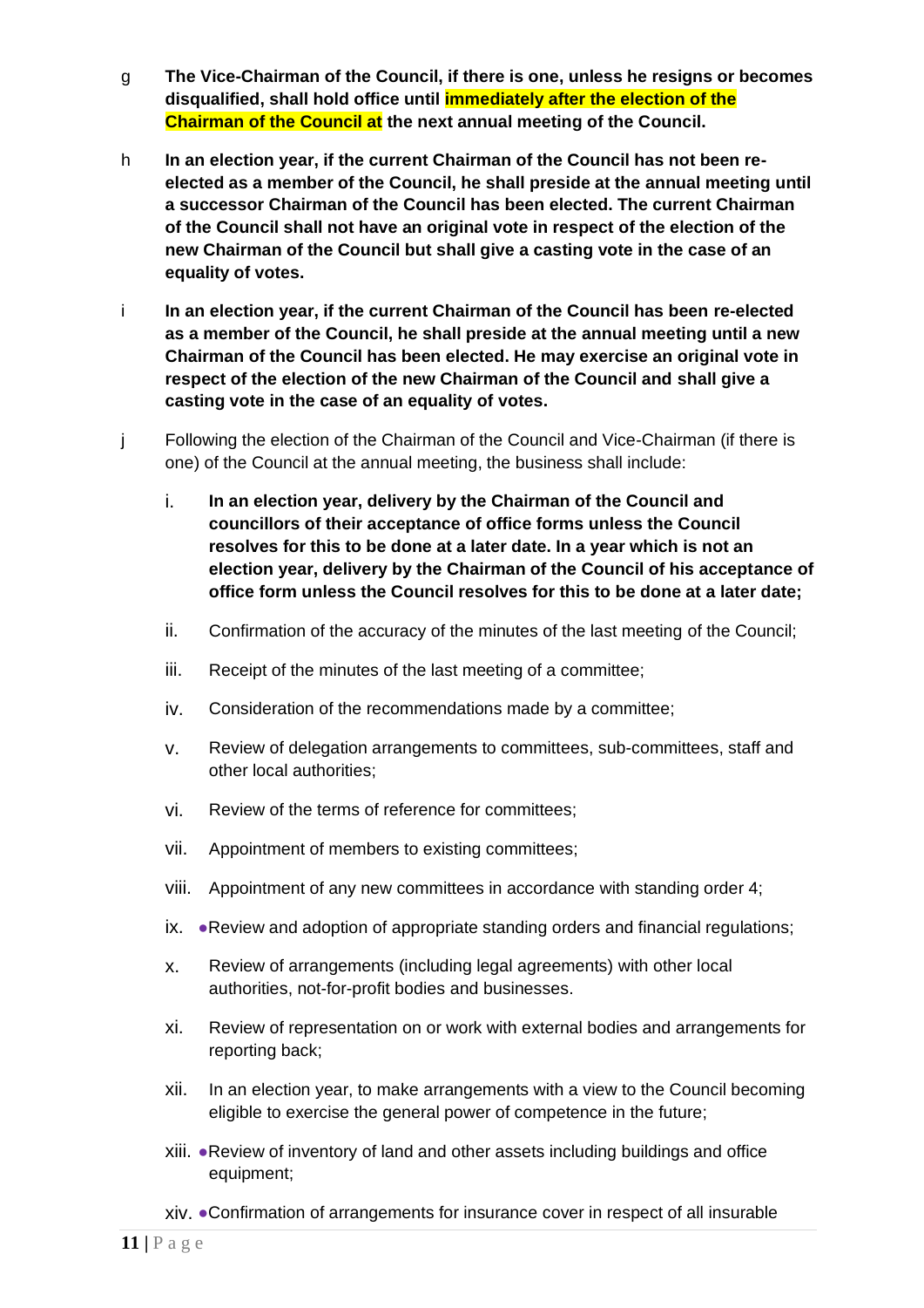g **The Vice-Chairman of the Council, if there is one, unless he resigns or becomes disqualified, shall hold office until immediately after the election of the Chairman of the Council at the next annual meeting of the Council.**

h **In an election year, if the current Chairman of the Council has not been re-elected as a member of the Council, he shall preside at the annual meeting until a successor Chairman of the Council has been elected. The current Chairman of the Council shall not have an original vote in respect of the election of the new Chairman of the Council but shall give a casting vote in the case of an equality of votes.**

i **In an election year, if the current Chairman of the Council has been re-elected as a member of the Council, he shall preside at the annual meeting until a new Chairman of the Council has been elected. He may exercise an original vote in respect of the election of the new Chairman of the Council and shall give a casting vote in the case of an equality of votes.**

j Following the election of the Chairman of the Council and Vice-Chairman (if there is one) of the Council at the annual meeting, the business shall include:

i. **In an election year, delivery by the Chairman of the Council and councillors of their acceptance of office forms unless the Council resolves for this to be done at a later date. In a year which is not an election year, delivery by the Chairman of the Council of his acceptance of office form unless the Council resolves for this to be done at a later date;**

ii. Confirmation of the accuracy of the minutes of the last meeting of the Council;

iii. Receipt of the minutes of the last meeting of a committee;

iv. Consideration of the recommendations made by a committee;

v. Review of delegation arrangements to committees, sub-committees, staff and other local authorities;

vi. Review of the terms of reference for committees;

vii. Appointment of members to existing committees;

viii. Appointment of any new committees in accordance with standing order 4;

ix. ●Review and adoption of appropriate standing orders and financial regulations;

x. Review of arrangements (including legal agreements) with other local authorities, not-for-profit bodies and businesses.

xi. Review of representation on or work with external bodies and arrangements for reporting back;

xii. In an election year, to make arrangements with a view to the Council becoming eligible to exercise the general power of competence in the future;

xiii. ●Review of inventory of land and other assets including buildings and office equipment;

xiv. ●Confirmation of arrangements for insurance cover in respect of all insurable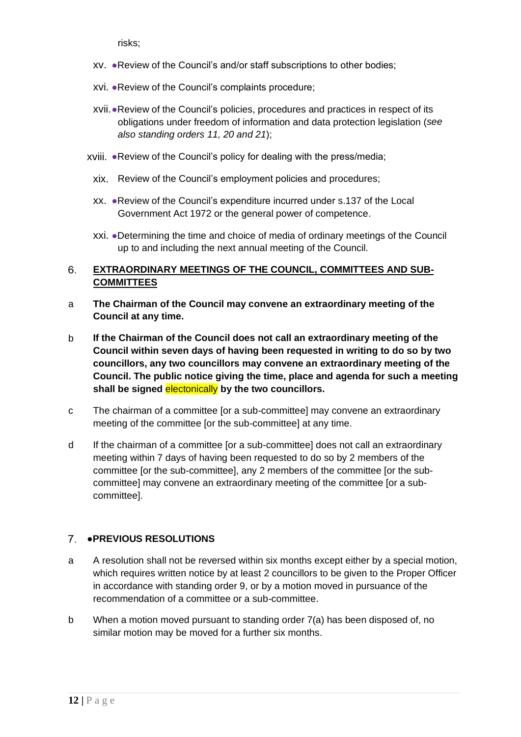risks;

xv. ●Review of the Council's and/or staff subscriptions to other bodies;

xvi. ●Review of the Council's complaints procedure;

xvii. ●Review of the Council's policies, procedures and practices in respect of its obligations under freedom of information and data protection legislation (*see also standing orders 11, 20 and 21*);

xviii. ●Review of the Council's policy for dealing with the press/media;

xix. Review of the Council's employment policies and procedures;

xx. ●Review of the Council's expenditure incurred under s.137 of the Local Government Act 1972 or the general power of competence.

xxi. ●Determining the time and choice of media of ordinary meetings of the Council up to and including the next annual meeting of the Council.

## 6. <u>EXTRAORDINARY MEETINGS OF THE COUNCIL, COMMITTEES AND SUB-COMMITTEES</u>

a **The Chairman of the Council may convene an extraordinary meeting of the Council at any time.**

b **If the Chairman of the Council does not call an extraordinary meeting of the Council within seven days of having been requested in writing to do so by two councillors, any two councillors may convene an extraordinary meeting of the Council. The public notice giving the time, place and agenda for such a meeting shall be signed electonically by the two councillors.**

c The chairman of a committee [or a sub-committee] may convene an extraordinary meeting of the committee [or the sub-committee] at any time.

d If the chairman of a committee [or a sub-committee] does not call an extraordinary meeting within 7 days of having been requested to do so by 2 members of the committee [or the sub-committee], any 2 members of the committee [or the sub-committee] may convene an extraordinary meeting of the committee [or a sub-committee].

## 7. ●PREVIOUS RESOLUTIONS

a A resolution shall not be reversed within six months except either by a special motion, which requires written notice by at least 2 councillors to be given to the Proper Officer in accordance with standing order 9, or by a motion moved in pursuance of the recommendation of a committee or a sub-committee.

b When a motion moved pursuant to standing order 7(a) has been disposed of, no similar motion may be moved for a further six months.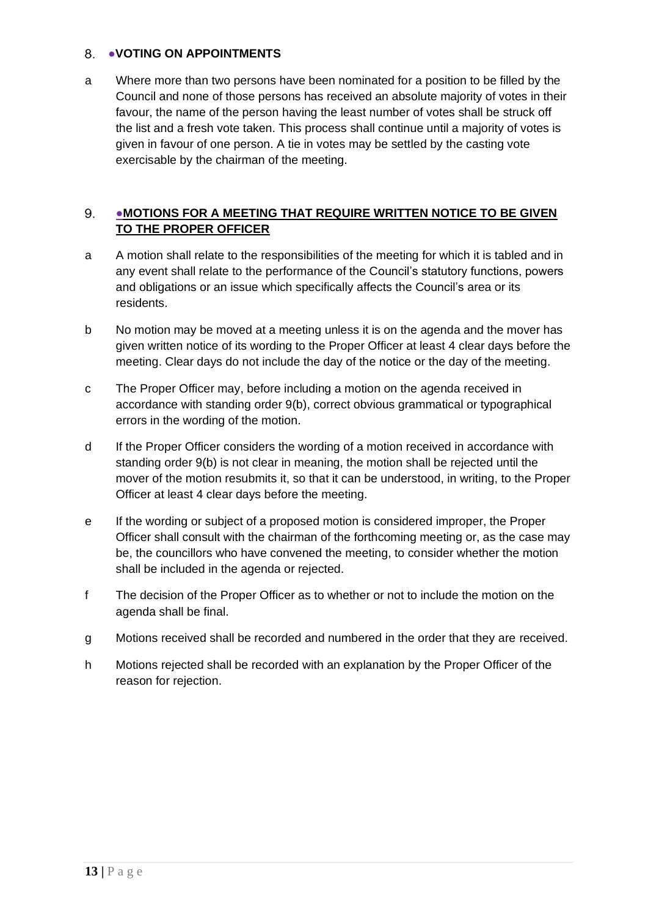## 8. ●VOTING ON APPOINTMENTS

a Where more than two persons have been nominated for a position to be filled by the Council and none of those persons has received an absolute majority of votes in their favour, the name of the person having the least number of votes shall be struck off the list and a fresh vote taken. This process shall continue until a majority of votes is given in favour of one person. A tie in votes may be settled by the casting vote exercisable by the chairman of the meeting.

## 9. ●MOTIONS FOR A MEETING THAT REQUIRE WRITTEN NOTICE TO BE GIVEN TO THE PROPER OFFICER

a A motion shall relate to the responsibilities of the meeting for which it is tabled and in any event shall relate to the performance of the Council's statutory functions, powers and obligations or an issue which specifically affects the Council's area or its residents.

b No motion may be moved at a meeting unless it is on the agenda and the mover has given written notice of its wording to the Proper Officer at least 4 clear days before the meeting. Clear days do not include the day of the notice or the day of the meeting.

c The Proper Officer may, before including a motion on the agenda received in accordance with standing order 9(b), correct obvious grammatical or typographical errors in the wording of the motion.

d If the Proper Officer considers the wording of a motion received in accordance with standing order 9(b) is not clear in meaning, the motion shall be rejected until the mover of the motion resubmits it, so that it can be understood, in writing, to the Proper Officer at least 4 clear days before the meeting.

e If the wording or subject of a proposed motion is considered improper, the Proper Officer shall consult with the chairman of the forthcoming meeting or, as the case may be, the councillors who have convened the meeting, to consider whether the motion shall be included in the agenda or rejected.

f The decision of the Proper Officer as to whether or not to include the motion on the agenda shall be final.

g Motions received shall be recorded and numbered in the order that they are received.

h Motions rejected shall be recorded with an explanation by the Proper Officer of the reason for rejection.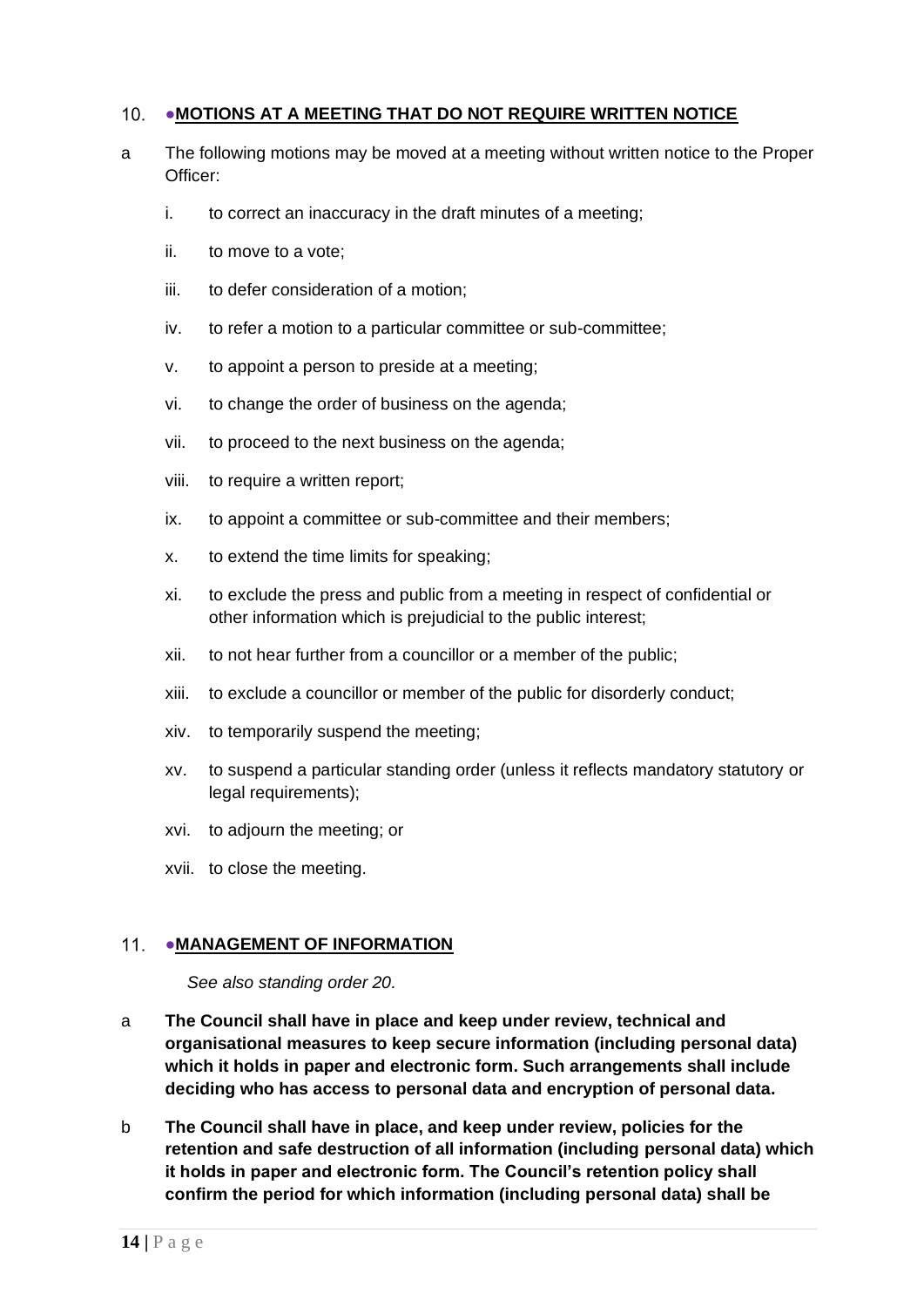## 10. •MOTIONS AT A MEETING THAT DO NOT REQUIRE WRITTEN NOTICE

a The following motions may be moved at a meeting without written notice to the Proper Officer:

i. to correct an inaccuracy in the draft minutes of a meeting;

ii. to move to a vote;

iii. to defer consideration of a motion;

iv. to refer a motion to a particular committee or sub-committee;

v. to appoint a person to preside at a meeting;

vi. to change the order of business on the agenda;

vii. to proceed to the next business on the agenda;

viii. to require a written report;

ix. to appoint a committee or sub-committee and their members;

x. to extend the time limits for speaking;

xi. to exclude the press and public from a meeting in respect of confidential or other information which is prejudicial to the public interest;

xii. to not hear further from a councillor or a member of the public;

xiii. to exclude a councillor or member of the public for disorderly conduct;

xiv. to temporarily suspend the meeting;

xv. to suspend a particular standing order (unless it reflects mandatory statutory or legal requirements);

xvi. to adjourn the meeting; or

xvii. to close the meeting.

## 11. •MANAGEMENT OF INFORMATION

*See also standing order 20.*

a **The Council shall have in place and keep under review, technical and organisational measures to keep secure information (including personal data) which it holds in paper and electronic form. Such arrangements shall include deciding who has access to personal data and encryption of personal data.**

b **The Council shall have in place, and keep under review, policies for the retention and safe destruction of all information (including personal data) which it holds in paper and electronic form. The Council's retention policy shall confirm the period for which information (including personal data) shall be**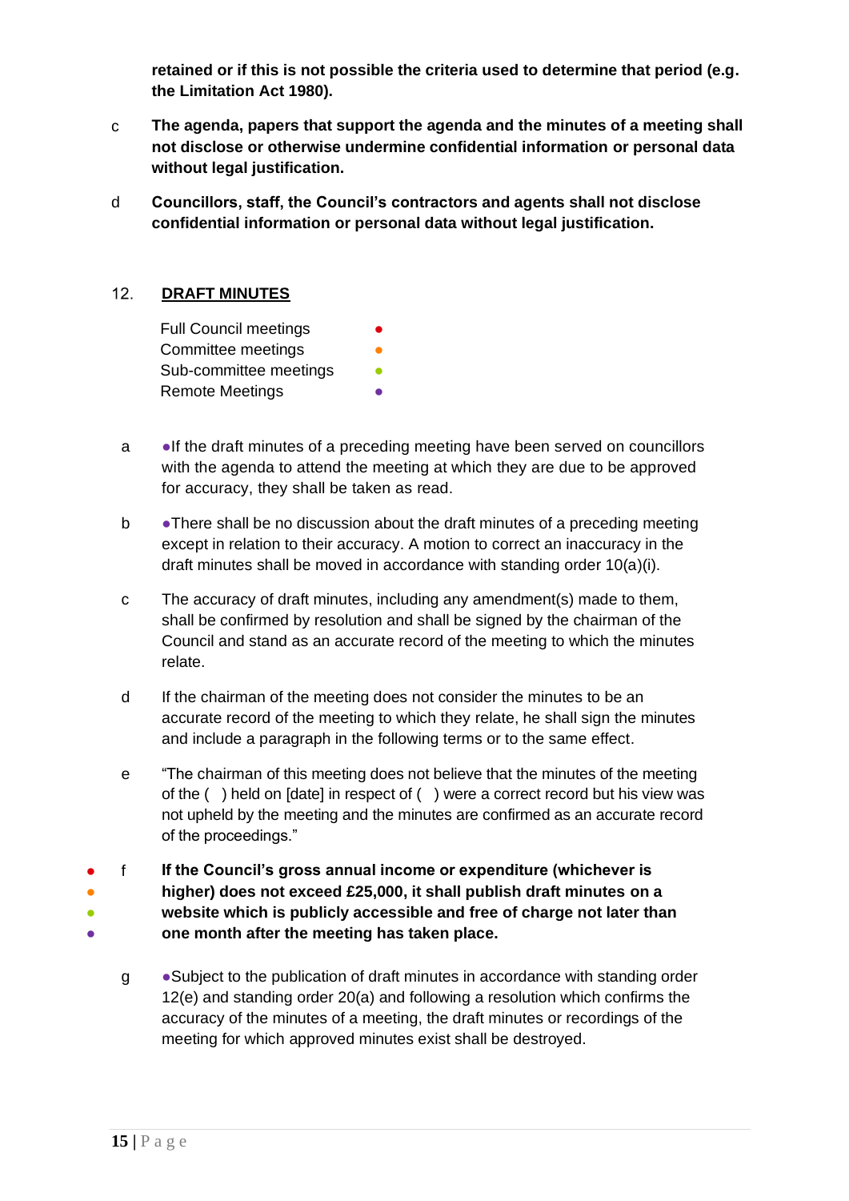**retained or if this is not possible the criteria used to determine that period (e.g. the Limitation Act 1980).**

c **The agenda, papers that support the agenda and the minutes of a meeting shall not disclose or otherwise undermine confidential information or personal data without legal justification.**

d **Councillors, staff, the Council's contractors and agents shall not disclose confidential information or personal data without legal justification.**

## 12. DRAFT MINUTES

Full Council meetings ●
Committee meetings ●
Sub-committee meetings ●
Remote Meetings ●

a ●If the draft minutes of a preceding meeting have been served on councillors with the agenda to attend the meeting at which they are due to be approved for accuracy, they shall be taken as read.

b ●There shall be no discussion about the draft minutes of a preceding meeting except in relation to their accuracy. A motion to correct an inaccuracy in the draft minutes shall be moved in accordance with standing order 10(a)(i).

c The accuracy of draft minutes, including any amendment(s) made to them, shall be confirmed by resolution and shall be signed by the chairman of the Council and stand as an accurate record of the meeting to which the minutes relate.

d If the chairman of the meeting does not consider the minutes to be an accurate record of the meeting to which they relate, he shall sign the minutes and include a paragraph in the following terms or to the same effect.

e "The chairman of this meeting does not believe that the minutes of the meeting of the ( ) held on [date] in respect of ( ) were a correct record but his view was not upheld by the meeting and the minutes are confirmed as an accurate record of the proceedings."

●●●● f **If the Council's gross annual income or expenditure (whichever is higher) does not exceed £25,000, it shall publish draft minutes on a website which is publicly accessible and free of charge not later than one month after the meeting has taken place.**

g ●Subject to the publication of draft minutes in accordance with standing order 12(e) and standing order 20(a) and following a resolution which confirms the accuracy of the minutes of a meeting, the draft minutes or recordings of the meeting for which approved minutes exist shall be destroyed.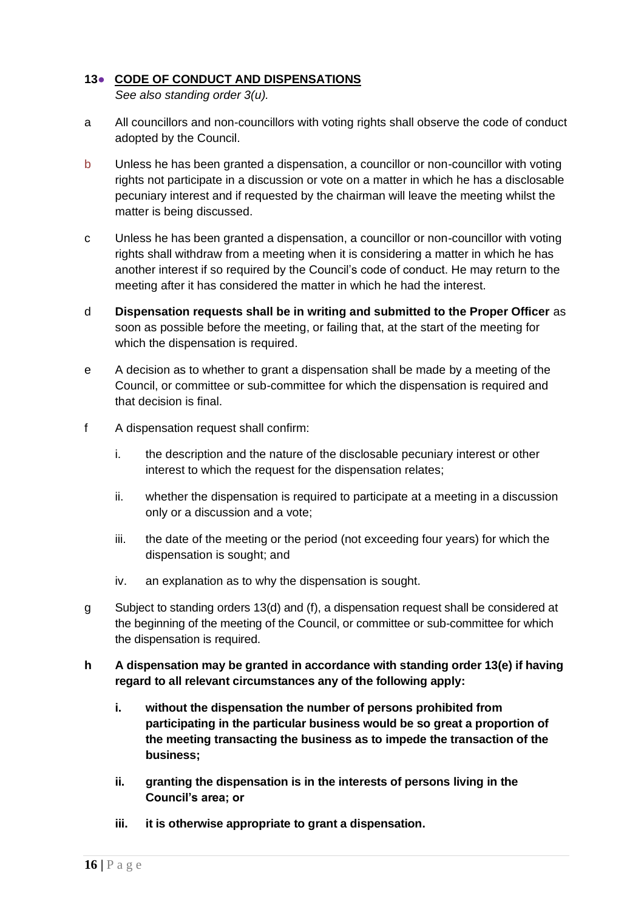## 13 **CODE OF CONDUCT AND DISPENSATIONS**

*See also standing order 3(u).*

a All councillors and non-councillors with voting rights shall observe the code of conduct adopted by the Council.

b Unless he has been granted a dispensation, a councillor or non-councillor with voting rights not participate in a discussion or vote on a matter in which he has a disclosable pecuniary interest and if requested by the chairman will leave the meeting whilst the matter is being discussed.

c Unless he has been granted a dispensation, a councillor or non-councillor with voting rights shall withdraw from a meeting when it is considering a matter in which he has another interest if so required by the Council's code of conduct. He may return to the meeting after it has considered the matter in which he had the interest.

d **Dispensation requests shall be in writing and submitted to the Proper Officer** as soon as possible before the meeting, or failing that, at the start of the meeting for which the dispensation is required.

e A decision as to whether to grant a dispensation shall be made by a meeting of the Council, or committee or sub-committee for which the dispensation is required and that decision is final.

f A dispensation request shall confirm:

i. the description and the nature of the disclosable pecuniary interest or other interest to which the request for the dispensation relates;

ii. whether the dispensation is required to participate at a meeting in a discussion only or a discussion and a vote;

iii. the date of the meeting or the period (not exceeding four years) for which the dispensation is sought; and

iv. an explanation as to why the dispensation is sought.

g Subject to standing orders 13(d) and (f), a dispensation request shall be considered at the beginning of the meeting of the Council, or committee or sub-committee for which the dispensation is required.

**h A dispensation may be granted in accordance with standing order 13(e) if having regard to all relevant circumstances any of the following apply:**

**i. without the dispensation the number of persons prohibited from participating in the particular business would be so great a proportion of the meeting transacting the business as to impede the transaction of the business;**

**ii. granting the dispensation is in the interests of persons living in the Council's area; or**

**iii. it is otherwise appropriate to grant a dispensation.**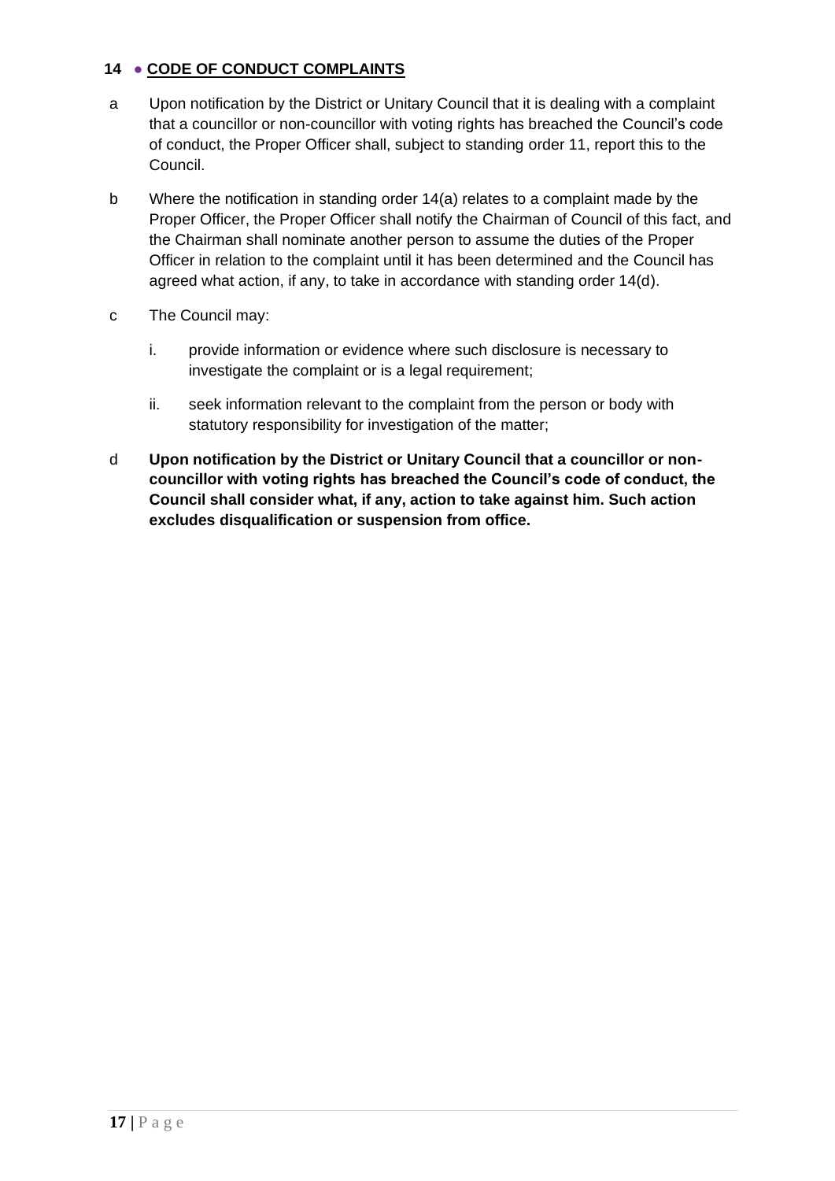## 14 ● CODE OF CONDUCT COMPLAINTS

a Upon notification by the District or Unitary Council that it is dealing with a complaint that a councillor or non-councillor with voting rights has breached the Council's code of conduct, the Proper Officer shall, subject to standing order 11, report this to the Council.

b Where the notification in standing order 14(a) relates to a complaint made by the Proper Officer, the Proper Officer shall notify the Chairman of Council of this fact, and the Chairman shall nominate another person to assume the duties of the Proper Officer in relation to the complaint until it has been determined and the Council has agreed what action, if any, to take in accordance with standing order 14(d).

c The Council may:

i. provide information or evidence where such disclosure is necessary to investigate the complaint or is a legal requirement;

ii. seek information relevant to the complaint from the person or body with statutory responsibility for investigation of the matter;

d **Upon notification by the District or Unitary Council that a councillor or non-councillor with voting rights has breached the Council's code of conduct, the Council shall consider what, if any, action to take against him. Such action excludes disqualification or suspension from office.**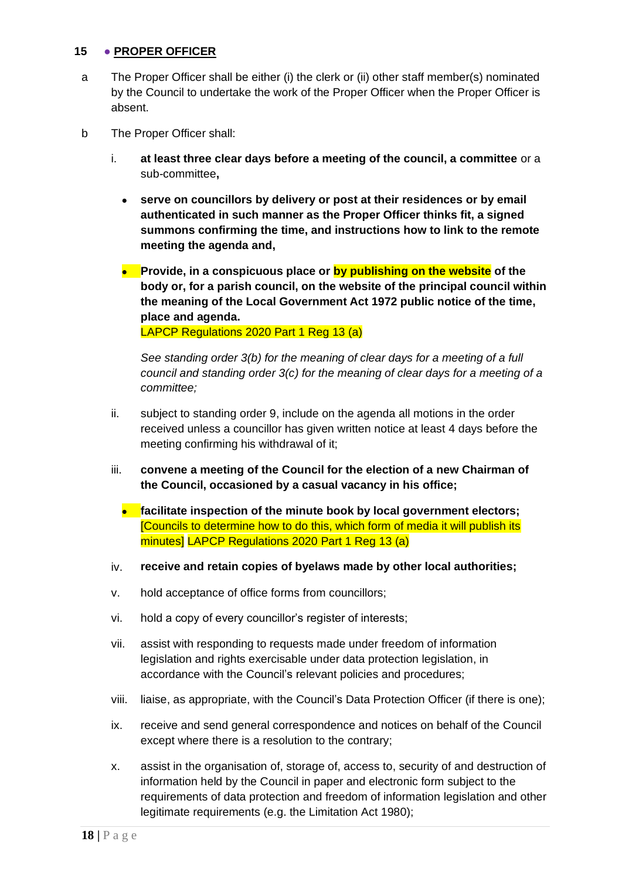## 15 • PROPER OFFICER

a The Proper Officer shall be either (i) the clerk or (ii) other staff member(s) nominated by the Council to undertake the work of the Proper Officer when the Proper Officer is absent.

b The Proper Officer shall:

i. **at least three clear days before a meeting of the council, a committee** or a sub-committee**,**

- **serve on councillors by delivery or post at their residences or by email authenticated in such manner as the Proper Officer thinks fit, a signed summons confirming the time, and instructions how to link to the remote meeting the agenda and,**
- **Provide, in a conspicuous place or by publishing on the website of the body or, for a parish council, on the website of the principal council within the meaning of the Local Government Act 1972 public notice of the time, place and agenda.**
  LAPCP Regulations 2020 Part 1 Reg 13 (a)

  *See standing order 3(b) for the meaning of clear days for a meeting of a full council and standing order 3(c) for the meaning of clear days for a meeting of a committee;*

ii. subject to standing order 9, include on the agenda all motions in the order received unless a councillor has given written notice at least 4 days before the meeting confirming his withdrawal of it;

iii. **convene a meeting of the Council for the election of a new Chairman of the Council, occasioned by a casual vacancy in his office;**

- **facilitate inspection of the minute book by local government electors;** [Councils to determine how to do this, which form of media it will publish its minutes] LAPCP Regulations 2020 Part 1 Reg 13 (a)

iv. **receive and retain copies of byelaws made by other local authorities;**

v. hold acceptance of office forms from councillors;

vi. hold a copy of every councillor's register of interests;

vii. assist with responding to requests made under freedom of information legislation and rights exercisable under data protection legislation, in accordance with the Council's relevant policies and procedures;

viii. liaise, as appropriate, with the Council's Data Protection Officer (if there is one);

ix. receive and send general correspondence and notices on behalf of the Council except where there is a resolution to the contrary;

x. assist in the organisation of, storage of, access to, security of and destruction of information held by the Council in paper and electronic form subject to the requirements of data protection and freedom of information legislation and other legitimate requirements (e.g. the Limitation Act 1980);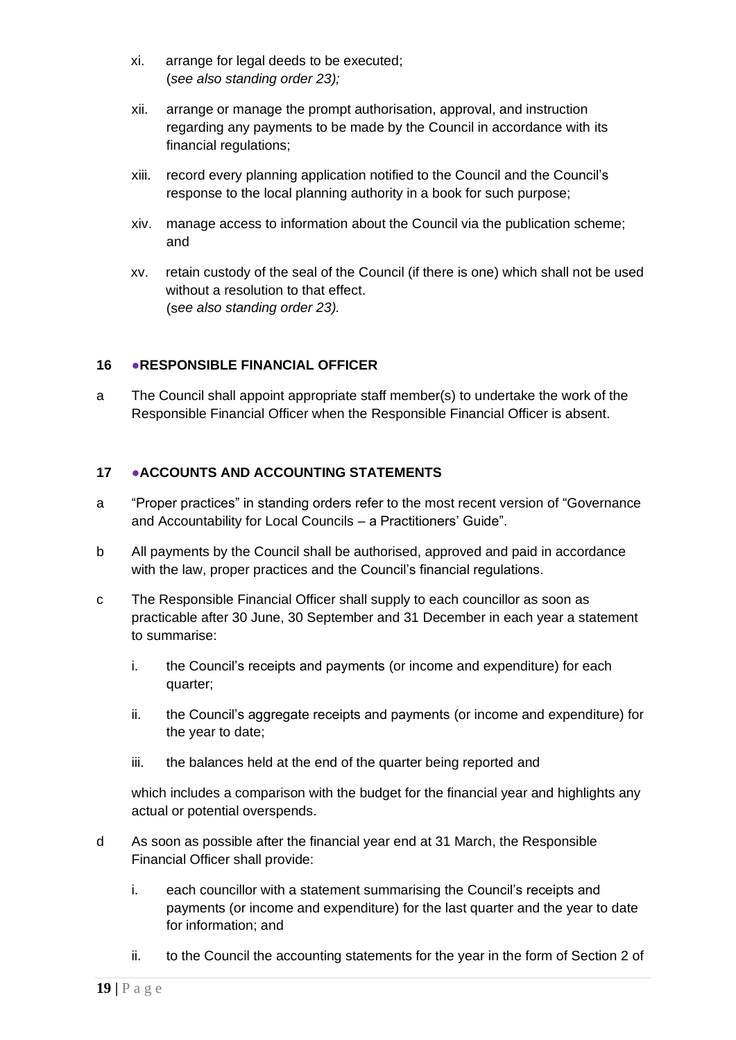xi. arrange for legal deeds to be executed;
   (*see also standing order 23);*

xii. arrange or manage the prompt authorisation, approval, and instruction regarding any payments to be made by the Council in accordance with its financial regulations;

xiii. record every planning application notified to the Council and the Council's response to the local planning authority in a book for such purpose;

xiv. manage access to information about the Council via the publication scheme; and

xv. retain custody of the seal of the Council (if there is one) which shall not be used without a resolution to that effect.
   (*see also standing order 23).*

## 16 ●RESPONSIBLE FINANCIAL OFFICER

a The Council shall appoint appropriate staff member(s) to undertake the work of the Responsible Financial Officer when the Responsible Financial Officer is absent.

## 17 ●ACCOUNTS AND ACCOUNTING STATEMENTS

a "Proper practices" in standing orders refer to the most recent version of "Governance and Accountability for Local Councils – a Practitioners' Guide".

b All payments by the Council shall be authorised, approved and paid in accordance with the law, proper practices and the Council's financial regulations.

c The Responsible Financial Officer shall supply to each councillor as soon as practicable after 30 June, 30 September and 31 December in each year a statement to summarise:

   i. the Council's receipts and payments (or income and expenditure) for each quarter;

   ii. the Council's aggregate receipts and payments (or income and expenditure) for the year to date;

   iii. the balances held at the end of the quarter being reported and

   which includes a comparison with the budget for the financial year and highlights any actual or potential overspends.

d As soon as possible after the financial year end at 31 March, the Responsible Financial Officer shall provide:

   i. each councillor with a statement summarising the Council's receipts and payments (or income and expenditure) for the last quarter and the year to date for information; and

   ii. to the Council the accounting statements for the year in the form of Section 2 of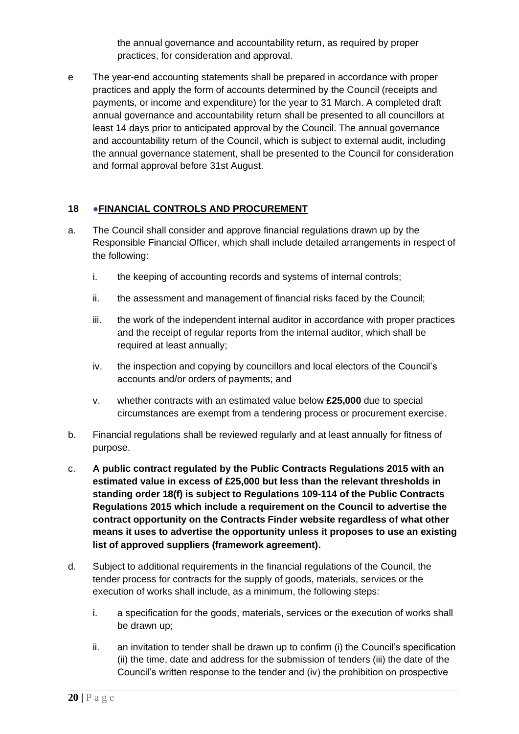the annual governance and accountability return, as required by proper practices, for consideration and approval.

e The year-end accounting statements shall be prepared in accordance with proper practices and apply the form of accounts determined by the Council (receipts and payments, or income and expenditure) for the year to 31 March. A completed draft annual governance and accountability return shall be presented to all councillors at least 14 days prior to anticipated approval by the Council. The annual governance and accountability return of the Council, which is subject to external audit, including the annual governance statement, shall be presented to the Council for consideration and formal approval before 31st August.

## 18 ●FINANCIAL CONTROLS AND PROCUREMENT

a. The Council shall consider and approve financial regulations drawn up by the Responsible Financial Officer, which shall include detailed arrangements in respect of the following:

   i. the keeping of accounting records and systems of internal controls;

   ii. the assessment and management of financial risks faced by the Council;

   iii. the work of the independent internal auditor in accordance with proper practices and the receipt of regular reports from the internal auditor, which shall be required at least annually;

   iv. the inspection and copying by councillors and local electors of the Council's accounts and/or orders of payments; and

   v. whether contracts with an estimated value below **£25,000** due to special circumstances are exempt from a tendering process or procurement exercise.

b. Financial regulations shall be reviewed regularly and at least annually for fitness of purpose.

c. **A public contract regulated by the Public Contracts Regulations 2015 with an estimated value in excess of £25,000 but less than the relevant thresholds in standing order 18(f) is subject to Regulations 109-114 of the Public Contracts Regulations 2015 which include a requirement on the Council to advertise the contract opportunity on the Contracts Finder website regardless of what other means it uses to advertise the opportunity unless it proposes to use an existing list of approved suppliers (framework agreement).**

d. Subject to additional requirements in the financial regulations of the Council, the tender process for contracts for the supply of goods, materials, services or the execution of works shall include, as a minimum, the following steps:

   i. a specification for the goods, materials, services or the execution of works shall be drawn up;

   ii. an invitation to tender shall be drawn up to confirm (i) the Council's specification (ii) the time, date and address for the submission of tenders (iii) the date of the Council's written response to the tender and (iv) the prohibition on prospective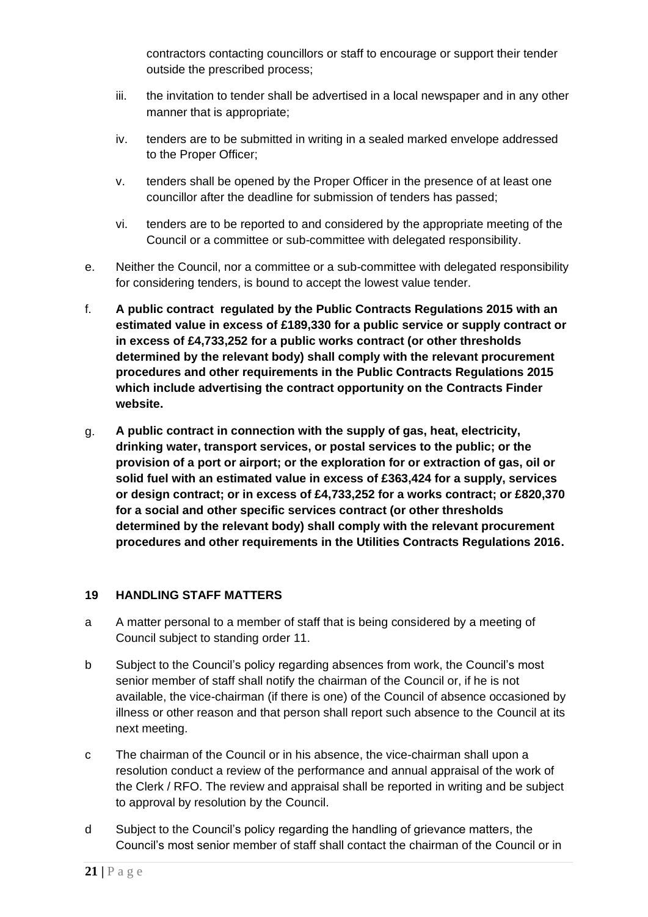contractors contacting councillors or staff to encourage or support their tender outside the prescribed process;

iii. the invitation to tender shall be advertised in a local newspaper and in any other manner that is appropriate;

iv. tenders are to be submitted in writing in a sealed marked envelope addressed to the Proper Officer;

v. tenders shall be opened by the Proper Officer in the presence of at least one councillor after the deadline for submission of tenders has passed;

vi. tenders are to be reported to and considered by the appropriate meeting of the Council or a committee or sub-committee with delegated responsibility.

e. Neither the Council, nor a committee or a sub-committee with delegated responsibility for considering tenders, is bound to accept the lowest value tender.

f. **A public contract regulated by the Public Contracts Regulations 2015 with an estimated value in excess of £189,330 for a public service or supply contract or in excess of £4,733,252 for a public works contract (or other thresholds determined by the relevant body) shall comply with the relevant procurement procedures and other requirements in the Public Contracts Regulations 2015 which include advertising the contract opportunity on the Contracts Finder website.**

g. **A public contract in connection with the supply of gas, heat, electricity, drinking water, transport services, or postal services to the public; or the provision of a port or airport; or the exploration for or extraction of gas, oil or solid fuel with an estimated value in excess of £363,424 for a supply, services or design contract; or in excess of £4,733,252 for a works contract; or £820,370 for a social and other specific services contract (or other thresholds determined by the relevant body) shall comply with the relevant procurement procedures and other requirements in the Utilities Contracts Regulations 2016.**

## 19 HANDLING STAFF MATTERS

a A matter personal to a member of staff that is being considered by a meeting of Council subject to standing order 11.

b Subject to the Council's policy regarding absences from work, the Council's most senior member of staff shall notify the chairman of the Council or, if he is not available, the vice-chairman (if there is one) of the Council of absence occasioned by illness or other reason and that person shall report such absence to the Council at its next meeting.

c The chairman of the Council or in his absence, the vice-chairman shall upon a resolution conduct a review of the performance and annual appraisal of the work of the Clerk / RFO. The review and appraisal shall be reported in writing and be subject to approval by resolution by the Council.

d Subject to the Council's policy regarding the handling of grievance matters, the Council's most senior member of staff shall contact the chairman of the Council or in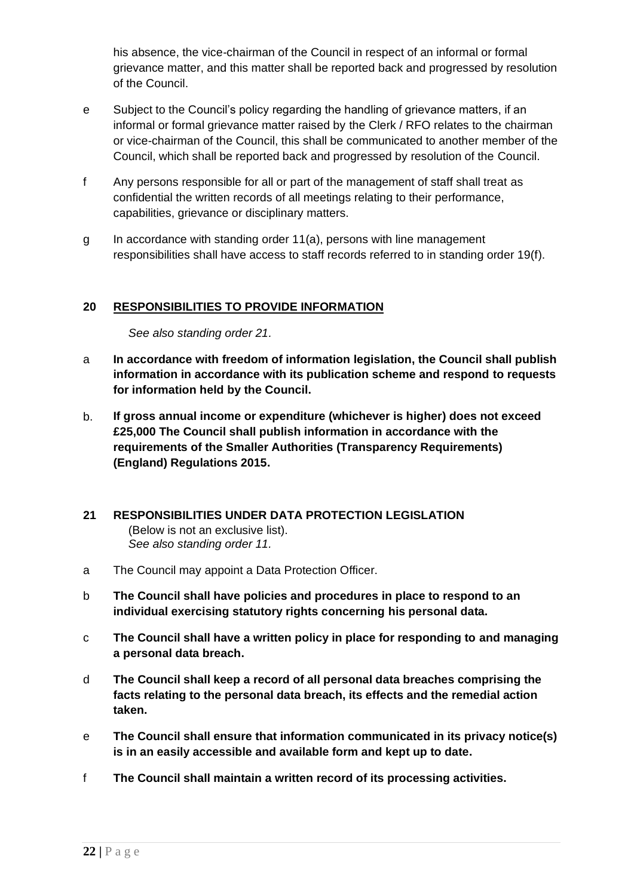his absence, the vice-chairman of the Council in respect of an informal or formal grievance matter, and this matter shall be reported back and progressed by resolution of the Council.

e Subject to the Council's policy regarding the handling of grievance matters, if an informal or formal grievance matter raised by the Clerk / RFO relates to the chairman or vice-chairman of the Council, this shall be communicated to another member of the Council, which shall be reported back and progressed by resolution of the Council.

f Any persons responsible for all or part of the management of staff shall treat as confidential the written records of all meetings relating to their performance, capabilities, grievance or disciplinary matters.

g In accordance with standing order 11(a), persons with line management responsibilities shall have access to staff records referred to in standing order 19(f).

## 20 RESPONSIBILITIES TO PROVIDE INFORMATION

*See also standing order 21.*

a **In accordance with freedom of information legislation, the Council shall publish information in accordance with its publication scheme and respond to requests for information held by the Council.**

b. **If gross annual income or expenditure (whichever is higher) does not exceed £25,000 The Council shall publish information in accordance with the requirements of the Smaller Authorities (Transparency Requirements) (England) Regulations 2015.**

## 21 RESPONSIBILITIES UNDER DATA PROTECTION LEGISLATION

(Below is not an exclusive list).
*See also standing order 11.*

a The Council may appoint a Data Protection Officer.

b **The Council shall have policies and procedures in place to respond to an individual exercising statutory rights concerning his personal data.**

c **The Council shall have a written policy in place for responding to and managing a personal data breach.**

d **The Council shall keep a record of all personal data breaches comprising the facts relating to the personal data breach, its effects and the remedial action taken.**

e **The Council shall ensure that information communicated in its privacy notice(s) is in an easily accessible and available form and kept up to date.**

f **The Council shall maintain a written record of its processing activities.**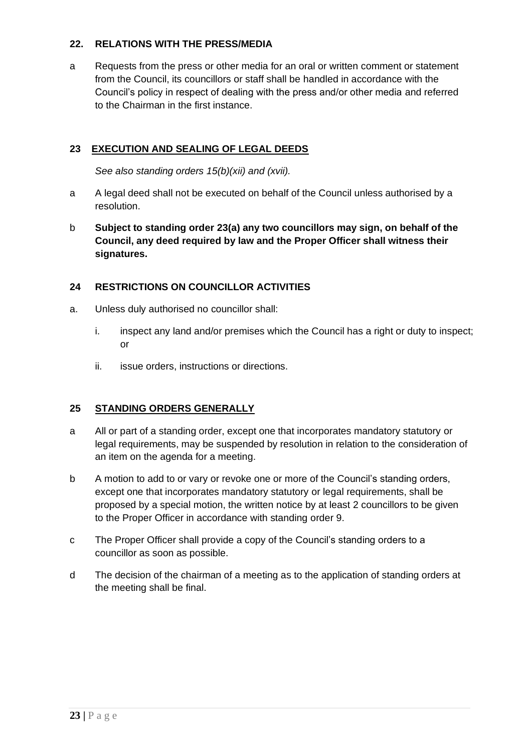## 22. RELATIONS WITH THE PRESS/MEDIA

a Requests from the press or other media for an oral or written comment or statement from the Council, its councillors or staff shall be handled in accordance with the Council's policy in respect of dealing with the press and/or other media and referred to the Chairman in the first instance.

## 23 EXECUTION AND SEALING OF LEGAL DEEDS

*See also standing orders 15(b)(xii) and (xvii).*

a A legal deed shall not be executed on behalf of the Council unless authorised by a resolution.

b **Subject to standing order 23(a) any two councillors may sign, on behalf of the Council, any deed required by law and the Proper Officer shall witness their signatures.**

## 24 RESTRICTIONS ON COUNCILLOR ACTIVITIES

a. Unless duly authorised no councillor shall:

- i. inspect any land and/or premises which the Council has a right or duty to inspect; or
- ii. issue orders, instructions or directions.

## 25 STANDING ORDERS GENERALLY

a All or part of a standing order, except one that incorporates mandatory statutory or legal requirements, may be suspended by resolution in relation to the consideration of an item on the agenda for a meeting.

b A motion to add to or vary or revoke one or more of the Council's standing orders, except one that incorporates mandatory statutory or legal requirements, shall be proposed by a special motion, the written notice by at least 2 councillors to be given to the Proper Officer in accordance with standing order 9.

c The Proper Officer shall provide a copy of the Council's standing orders to a councillor as soon as possible.

d The decision of the chairman of a meeting as to the application of standing orders at the meeting shall be final.